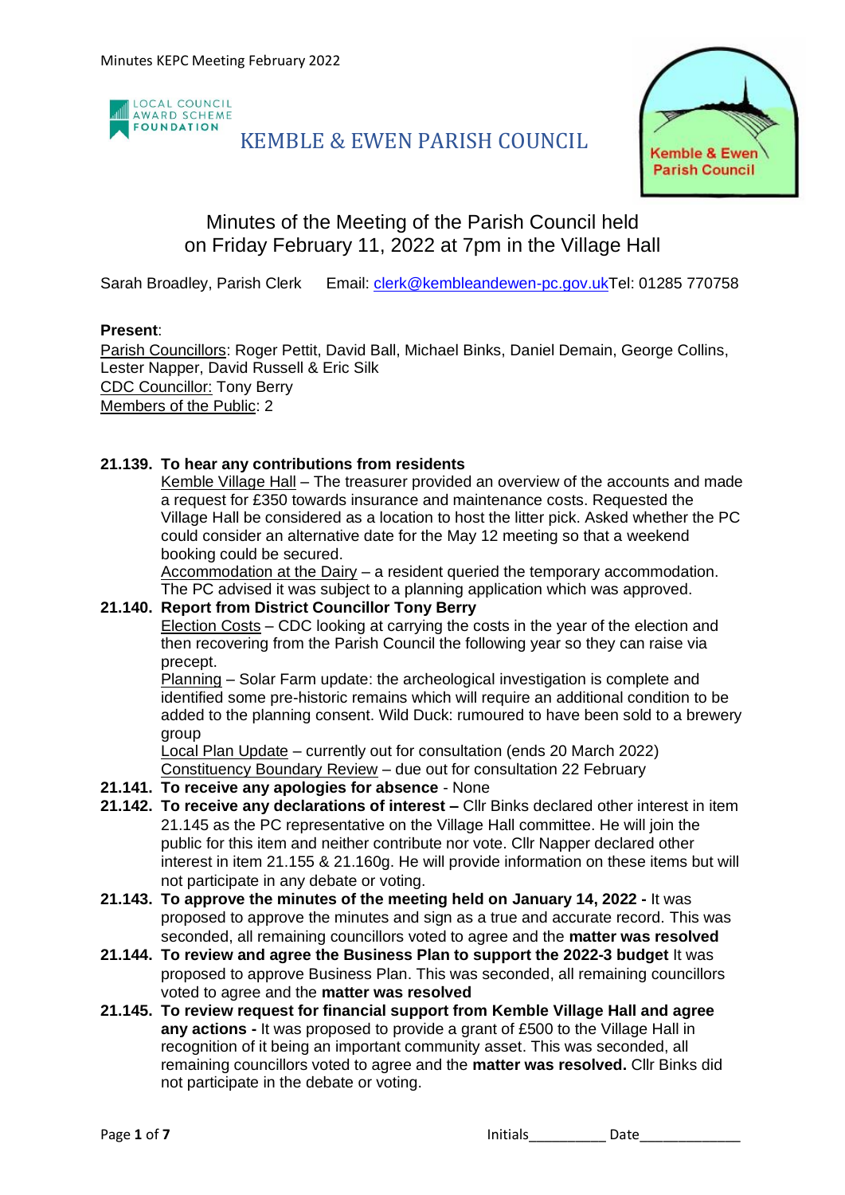LOCAL COUNCIL AWARD SCHEME FOUNDATION

# KEMBLE & EWEN PARISH COUNCIL

Kemble & Ewen Parish Council

## Minutes of the Meeting of the Parish Council held on Friday February 11, 2022 at 7pm in the Village Hall

Sarah Broadley, Parish Clerk Email: clerk@kembleandewen-pc.gov.uk Tel: 01285 770758

**Present**:

Parish Councillors: Roger Pettit, David Ball, Michael Binks, Daniel Demain, George Collins, Lester Napper, David Russell & Eric Silk

CDC Councillor: Tony Berry

Members of the Public: 2

**21.139. To hear any contributions from residents**

Kemble Village Hall – The treasurer provided an overview of the accounts and made a request for £350 towards insurance and maintenance costs. Requested the Village Hall be considered as a location to host the litter pick. Asked whether the PC could consider an alternative date for the May 12 meeting so that a weekend booking could be secured.

Accommodation at the Dairy – a resident queried the temporary accommodation. The PC advised it was subject to a planning application which was approved.

**21.140. Report from District Councillor Tony Berry**

Election Costs – CDC looking at carrying the costs in the year of the election and then recovering from the Parish Council the following year so they can raise via precept.

Planning – Solar Farm update: the archeological investigation is complete and identified some pre-historic remains which will require an additional condition to be added to the planning consent. Wild Duck: rumoured to have been sold to a brewery group

Local Plan Update – currently out for consultation (ends 20 March 2022)

Constituency Boundary Review – due out for consultation 22 February

**21.141. To receive any apologies for absence** - None

**21.142. To receive any declarations of interest –** Cllr Binks declared other interest in item 21.145 as the PC representative on the Village Hall committee. He will join the public for this item and neither contribute nor vote. Cllr Napper declared other interest in item 21.155 & 21.160g. He will provide information on these items but will not participate in any debate or voting.

**21.143. To approve the minutes of the meeting held on January 14, 2022 -** It was proposed to approve the minutes and sign as a true and accurate record. This was seconded, all remaining councillors voted to agree and the **matter was resolved**

**21.144. To review and agree the Business Plan to support the 2022-3 budget** It was proposed to approve Business Plan. This was seconded, all remaining councillors voted to agree and the **matter was resolved**

**21.145. To review request for financial support from Kemble Village Hall and agree any actions -** It was proposed to provide a grant of £500 to the Village Hall in recognition of it being an important community asset. This was seconded, all remaining councillors voted to agree and the **matter was resolved.** Cllr Binks did not participate in the debate or voting.

Initials__________ Date_____________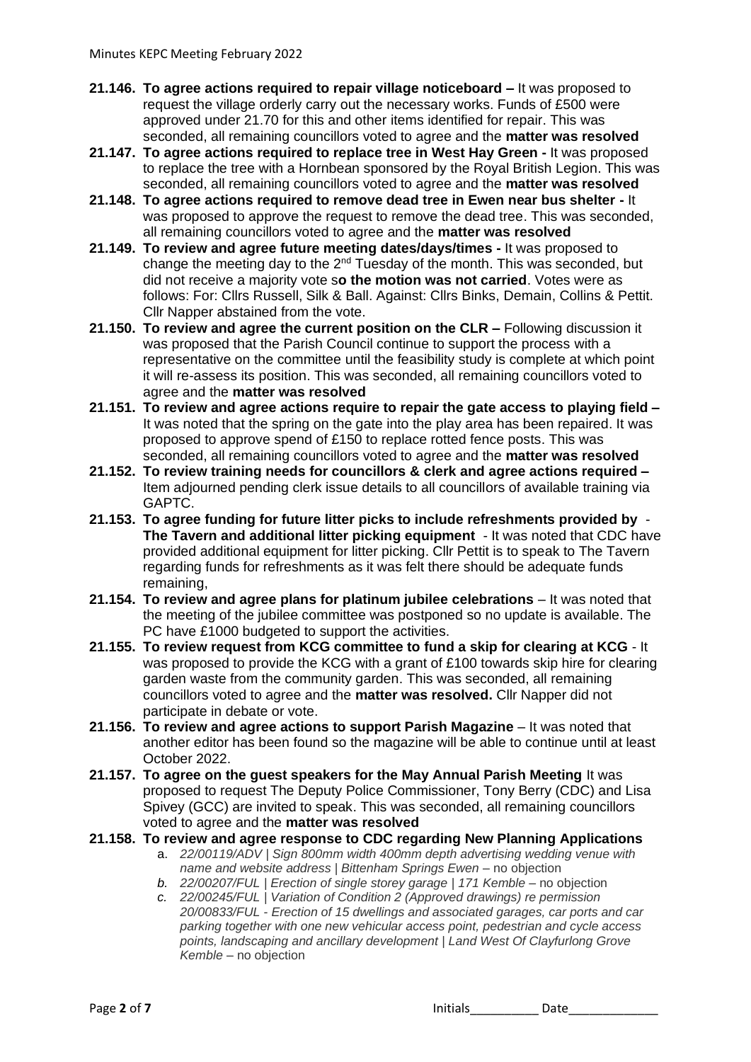- **21.146. To agree actions required to repair village noticeboard –** It was proposed to request the village orderly carry out the necessary works. Funds of £500 were approved under 21.70 for this and other items identified for repair. This was seconded, all remaining councillors voted to agree and the **matter was resolved**
- **21.147. To agree actions required to replace tree in West Hay Green -** It was proposed to replace the tree with a Hornbean sponsored by the Royal British Legion. This was seconded, all remaining councillors voted to agree and the **matter was resolved**
- **21.148. To agree actions required to remove dead tree in Ewen near bus shelter -** It was proposed to approve the request to remove the dead tree. This was seconded, all remaining councillors voted to agree and the **matter was resolved**
- **21.149. To review and agree future meeting dates/days/times -** It was proposed to change the meeting day to the 2nd Tuesday of the month. This was seconded, but did not receive a majority vote s**o the motion was not carried**. Votes were as follows: For: Cllrs Russell, Silk & Ball. Against: Cllrs Binks, Demain, Collins & Pettit. Cllr Napper abstained from the vote.
- **21.150. To review and agree the current position on the CLR –** Following discussion it was proposed that the Parish Council continue to support the process with a representative on the committee until the feasibility study is complete at which point it will re-assess its position. This was seconded, all remaining councillors voted to agree and the **matter was resolved**
- **21.151. To review and agree actions require to repair the gate access to playing field –** It was noted that the spring on the gate into the play area has been repaired. It was proposed to approve spend of £150 to replace rotted fence posts. This was seconded, all remaining councillors voted to agree and the **matter was resolved**
- **21.152. To review training needs for councillors & clerk and agree actions required –** Item adjourned pending clerk issue details to all councillors of available training via GAPTC.
- **21.153. To agree funding for future litter picks to include refreshments provided by - The Tavern and additional litter picking equipment** - It was noted that CDC have provided additional equipment for litter picking. Cllr Pettit is to speak to The Tavern regarding funds for refreshments as it was felt there should be adequate funds remaining,
- **21.154. To review and agree plans for platinum jubilee celebrations** – It was noted that the meeting of the jubilee committee was postponed so no update is available. The PC have £1000 budgeted to support the activities.
- **21.155. To review request from KCG committee to fund a skip for clearing at KCG** - It was proposed to provide the KCG with a grant of £100 towards skip hire for clearing garden waste from the community garden. This was seconded, all remaining councillors voted to agree and the **matter was resolved.** Cllr Napper did not participate in debate or vote.
- **21.156. To review and agree actions to support Parish Magazine** – It was noted that another editor has been found so the magazine will be able to continue until at least October 2022.
- **21.157. To agree on the guest speakers for the May Annual Parish Meeting** It was proposed to request The Deputy Police Commissioner, Tony Berry (CDC) and Lisa Spivey (GCC) are invited to speak. This was seconded, all remaining councillors voted to agree and the **matter was resolved**
- **21.158. To review and agree response to CDC regarding New Planning Applications**
  - a. *22/00119/ADV | Sign 800mm width 400mm depth advertising wedding venue with name and website address | Bittenham Springs Ewen* – no objection
  - b. *22/00207/FUL | Erection of single storey garage | 171 Kemble* – no objection
  - c. *22/00245/FUL | Variation of Condition 2 (Approved drawings) re permission 20/00833/FUL - Erection of 15 dwellings and associated garages, car ports and car parking together with one new vehicular access point, pedestrian and cycle access points, landscaping and ancillary development | Land West Of Clayfurlong Grove Kemble* – no objection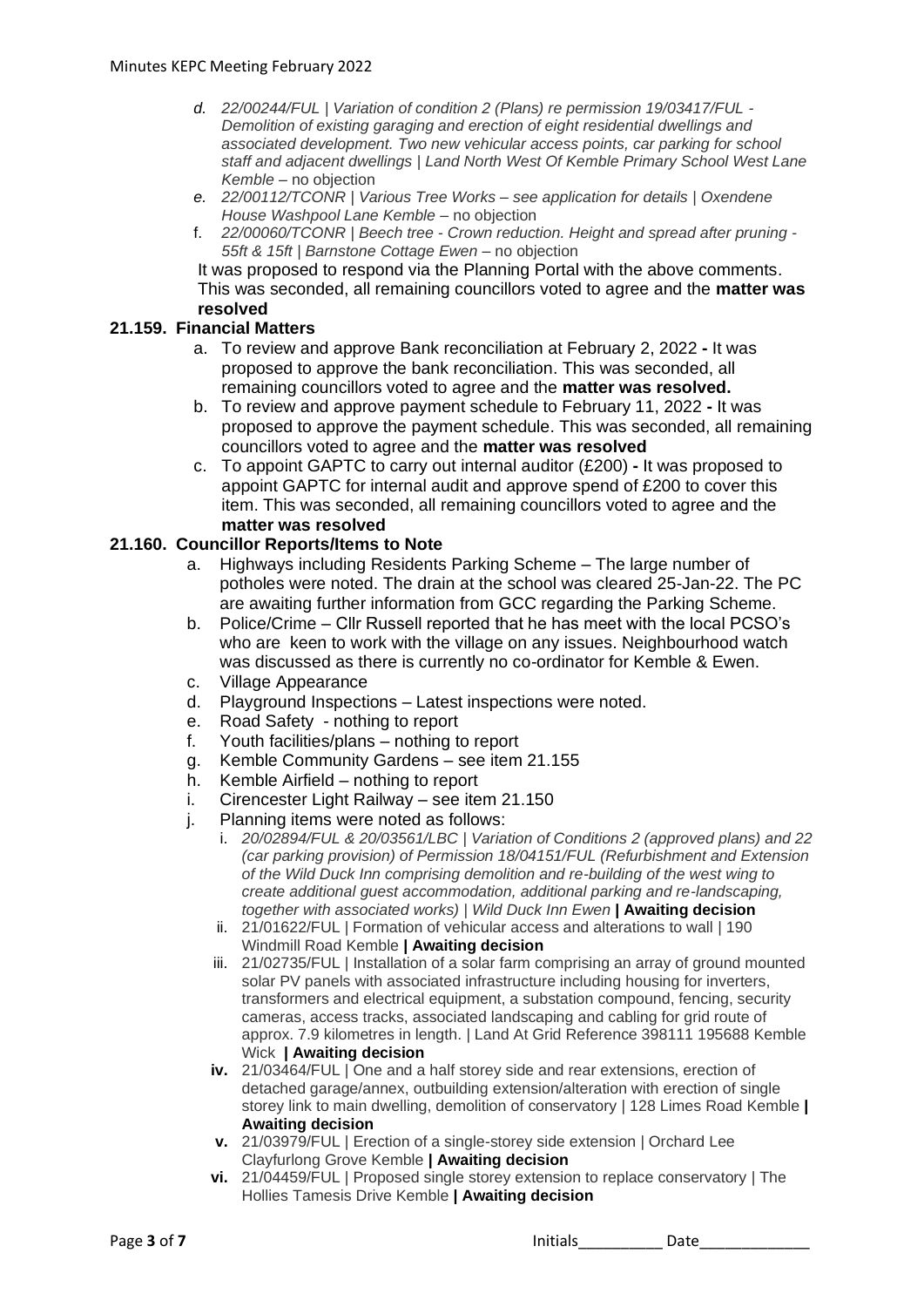- d. *22/00244/FUL | Variation of condition 2 (Plans) re permission 19/03417/FUL - Demolition of existing garaging and erection of eight residential dwellings and associated development. Two new vehicular access points, car parking for school staff and adjacent dwellings | Land North West Of Kemble Primary School West Lane Kemble* – no objection
- e. *22/00112/TCONR | Various Tree Works – see application for details | Oxendene House Washpool Lane Kemble* – no objection
- f. *22/00060/TCONR | Beech tree - Crown reduction. Height and spread after pruning - 55ft & 15ft | Barnstone Cottage Ewen* – no objection

It was proposed to respond via the Planning Portal with the above comments. This was seconded, all remaining councillors voted to agree and the **matter was resolved**

## 21.159. Financial Matters

- a. To review and approve Bank reconciliation at February 2, 2022 **-** It was proposed to approve the bank reconciliation. This was seconded, all remaining councillors voted to agree and the **matter was resolved.**
- b. To review and approve payment schedule to February 11, 2022 **-** It was proposed to approve the payment schedule. This was seconded, all remaining councillors voted to agree and the **matter was resolved**
- c. To appoint GAPTC to carry out internal auditor (£200) **-** It was proposed to appoint GAPTC for internal audit and approve spend of £200 to cover this item. This was seconded, all remaining councillors voted to agree and the **matter was resolved**

## 21.160. Councillor Reports/Items to Note

- a. Highways including Residents Parking Scheme – The large number of potholes were noted. The drain at the school was cleared 25-Jan-22. The PC are awaiting further information from GCC regarding the Parking Scheme.
- b. Police/Crime – Cllr Russell reported that he has meet with the local PCSO's who are keen to work with the village on any issues. Neighbourhood watch was discussed as there is currently no co-ordinator for Kemble & Ewen.
- c. Village Appearance
- d. Playground Inspections – Latest inspections were noted.
- e. Road Safety - nothing to report
- f. Youth facilities/plans – nothing to report
- g. Kemble Community Gardens – see item 21.155
- h. Kemble Airfield – nothing to report
- i. Cirencester Light Railway – see item 21.150
- j. Planning items were noted as follows:
  - i. *20/02894/FUL & 20/03561/LBC | Variation of Conditions 2 (approved plans) and 22 (car parking provision) of Permission 18/04151/FUL (Refurbishment and Extension of the Wild Duck Inn comprising demolition and re-building of the west wing to create additional guest accommodation, additional parking and re-landscaping, together with associated works) | Wild Duck Inn Ewen* **| Awaiting decision**
  - ii. 21/01622/FUL | Formation of vehicular access and alterations to wall | 190 Windmill Road Kemble **| Awaiting decision**
  - iii. 21/02735/FUL | Installation of a solar farm comprising an array of ground mounted solar PV panels with associated infrastructure including housing for inverters, transformers and electrical equipment, a substation compound, fencing, security cameras, access tracks, associated landscaping and cabling for grid route of approx. 7.9 kilometres in length. | Land At Grid Reference 398111 195688 Kemble Wick **| Awaiting decision**
  - **iv.** 21/03464/FUL | One and a half storey side and rear extensions, erection of detached garage/annex, outbuilding extension/alteration with erection of single storey link to main dwelling, demolition of conservatory | 128 Limes Road Kemble **| Awaiting decision**
  - **v.** 21/03979/FUL | Erection of a single-storey side extension | Orchard Lee Clayfurlong Grove Kemble **| Awaiting decision**
  - **vi.** 21/04459/FUL | Proposed single storey extension to replace conservatory | The Hollies Tamesis Drive Kemble **| Awaiting decision**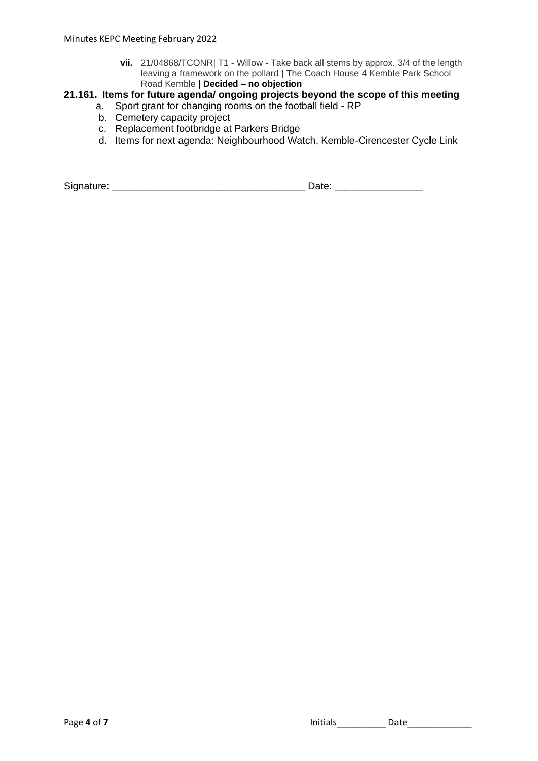vii. 21/04868/TCONR| T1 - Willow - Take back all stems by approx. 3/4 of the length leaving a framework on the pollard | The Coach House 4 Kemble Park School Road Kemble **| Decided – no objection**

**21.161. Items for future agenda/ ongoing projects beyond the scope of this meeting**

a. Sport grant for changing rooms on the football field - RP
b. Cemetery capacity project
c. Replacement footbridge at Parkers Bridge
d. Items for next agenda: Neighbourhood Watch, Kemble-Cirencester Cycle Link

Signature: ___________________________________ Date: ________________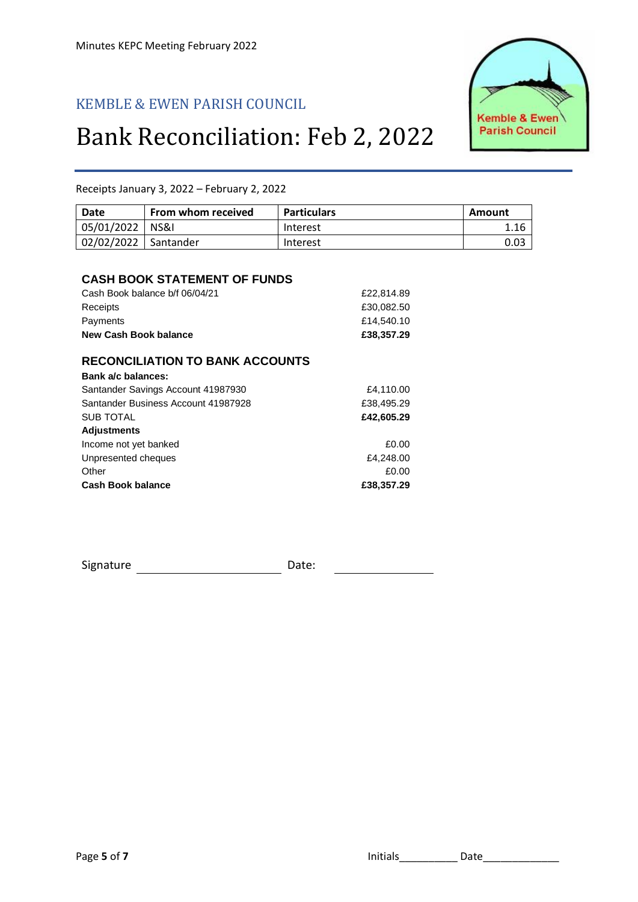KEMBLE & EWEN PARISH COUNCIL

# Bank Reconciliation: Feb 2, 2022

Receipts January 3, 2022 – February 2, 2022

| Date | From whom received | Particulars | Amount |
|---|---|---|---|
| 05/01/2022 | NS&I | Interest | 1.16 |
| 02/02/2022 | Santander | Interest | 0.03 |

## CASH BOOK STATEMENT OF FUNDS

| | |
|---|---|
| Cash Book balance b/f 06/04/21 | £22,814.89 |
| Receipts | £30,082.50 |
| Payments | £14,540.10 |
| **New Cash Book balance** | **£38,357.29** |

## RECONCILIATION TO BANK ACCOUNTS

| | |
|---|---|
| **Bank a/c balances:** | |
| Santander Savings Account 41987930 | £4,110.00 |
| Santander Business Account 41987928 | £38,495.29 |
| SUB TOTAL | **£42,605.29** |
| **Adjustments** | |
| Income not yet banked | £0.00 |
| Unpresented cheques | £4,248.00 |
| Other | £0.00 |
| **Cash Book balance** | **£38,357.29** |

Signature ______________________ Date: ______________

Initials__________ Date_____________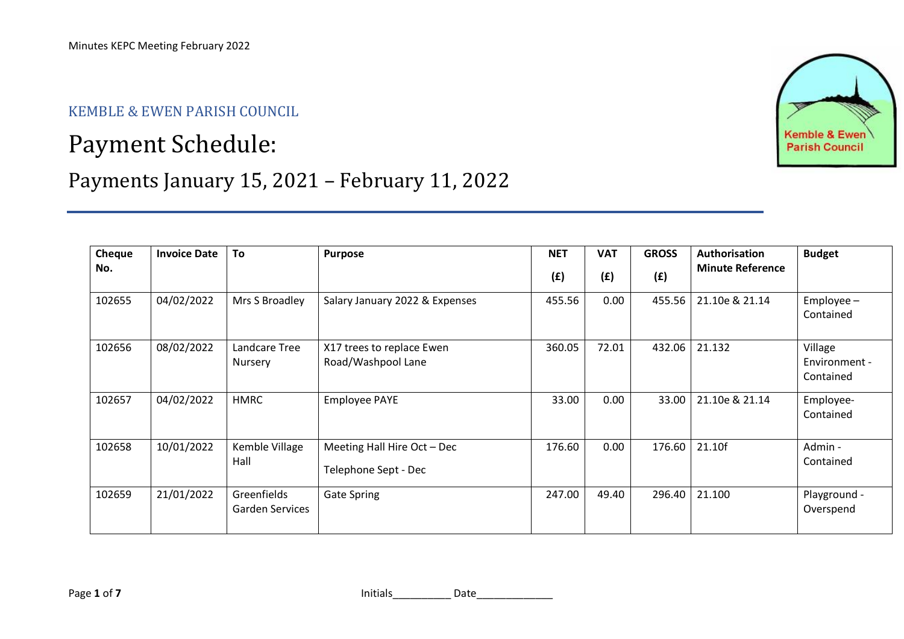KEMBLE & EWEN PARISH COUNCIL

# Payment Schedule:

## Payments January 15, 2021 – February 11, 2022

| Cheque No. | Invoice Date | To | Purpose | NET (£) | VAT (£) | GROSS (£) | Authorisation Minute Reference | Budget |
|---|---|---|---|---|---|---|---|---|
| 102655 | 04/02/2022 | Mrs S Broadley | Salary January 2022 & Expenses | 455.56 | 0.00 | 455.56 | 21.10e & 21.14 | Employee – Contained |
| 102656 | 08/02/2022 | Landcare Tree Nursery | X17 trees to replace Ewen Road/Washpool Lane | 360.05 | 72.01 | 432.06 | 21.132 | Village Environment - Contained |
| 102657 | 04/02/2022 | HMRC | Employee PAYE | 33.00 | 0.00 | 33.00 | 21.10e & 21.14 | Employee- Contained |
| 102658 | 10/01/2022 | Kemble Village Hall | Meeting Hall Hire Oct – Dec<br>Telephone Sept - Dec | 176.60 | 0.00 | 176.60 | 21.10f | Admin - Contained |
| 102659 | 21/01/2022 | Greenfields Garden Services | Gate Spring | 247.00 | 49.40 | 296.40 | 21.100 | Playground - Overspend |

Initials__________ Date_____________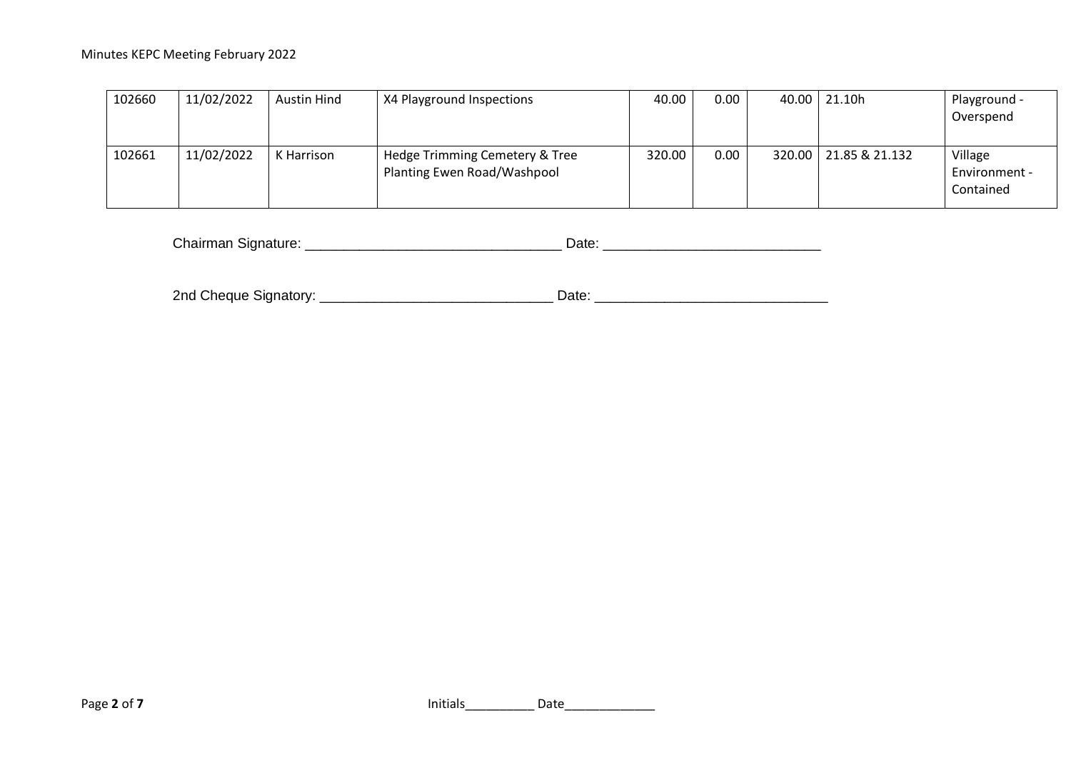| | | | | | | | | |
|---|---|---|---|---|---|---|---|---|
| 102660 | 11/02/2022 | Austin Hind | X4 Playground Inspections | 40.00 | 0.00 | 40.00 | 21.10h | Playground - Overspend |
| 102661 | 11/02/2022 | K Harrison | Hedge Trimming Cemetery & Tree Planting Ewen Road/Washpool | 320.00 | 0.00 | 320.00 | 21.85 & 21.132 | Village Environment - Contained |

Chairman Signature: ________________________________ Date: ____________________________

2nd Cheque Signatory: ______________________________ Date: ______________________________

Initials__________ Date_____________